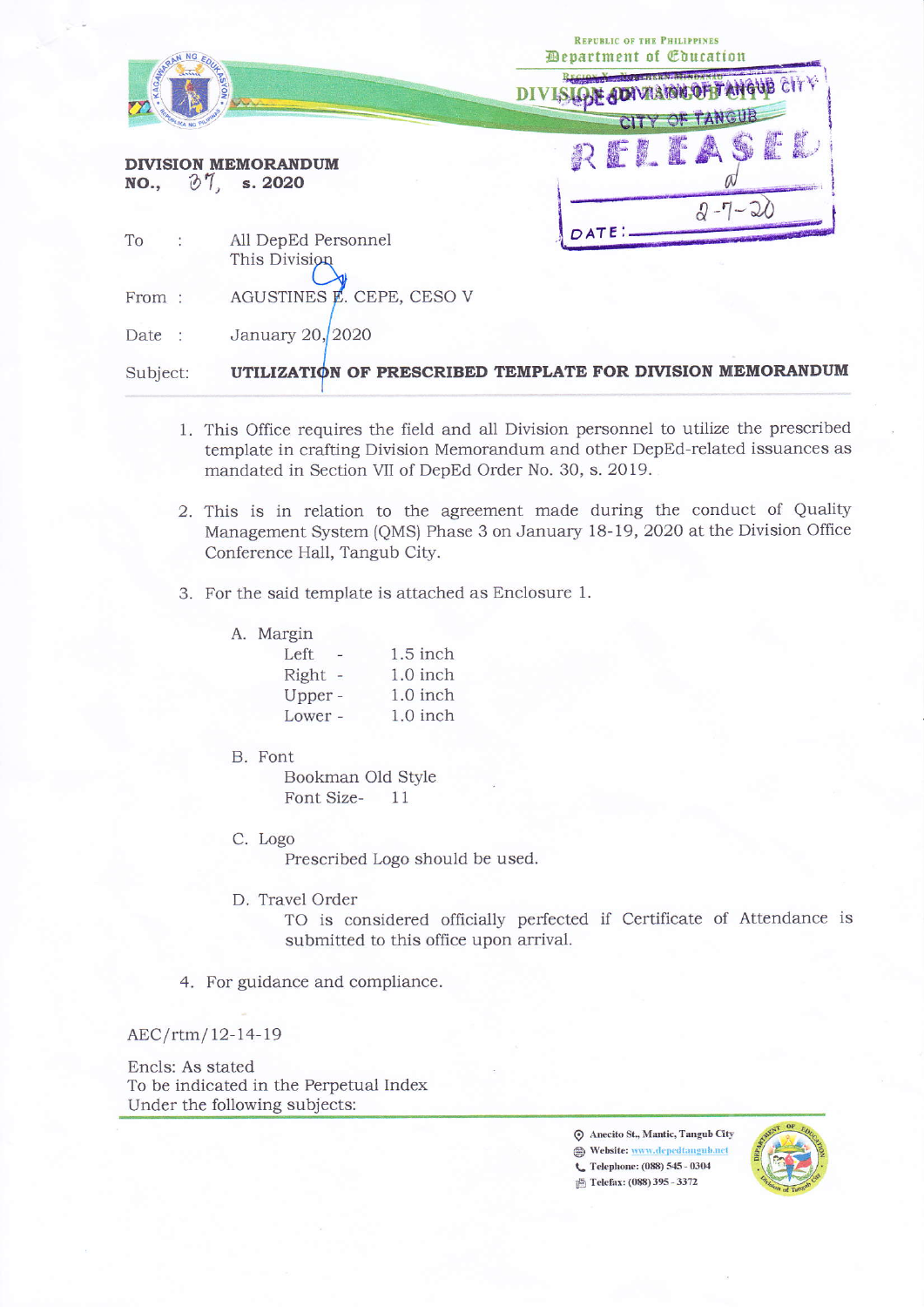Republic of the Philippines
Department of Education
Region XI
DIVISION OF TANGUB CITY

RELEASED
DATE: 2-7-20

**DIVISION MEMORANDUM**
**NO., 37, s. 2020**

To : All DepEd Personnel
This Division

From : AGUSTINES E. CEPE, CESO V

Date : January 20, 2020

Subject: **UTILIZATION OF PRESCRIBED TEMPLATE FOR DIVISION MEMORANDUM**

1. This Office requires the field and all Division personnel to utilize the prescribed template in crafting Division Memorandum and other DepEd-related issuances as mandated in Section VII of DepEd Order No. 30, s. 2019.

2. This is in relation to the agreement made during the conduct of Quality Management System (QMS) Phase 3 on January 18-19, 2020 at the Division Office Conference Hall, Tangub City.

3. For the said template is attached as Enclosure 1.

   A. Margin
      - Left - 1.5 inch
      - Right - 1.0 inch
      - Upper - 1.0 inch
      - Lower - 1.0 inch

   B. Font
      - Bookman Old Style
      - Font Size- 11

   C. Logo
      Prescribed Logo should be used.

   D. Travel Order
      TO is considered officially perfected if Certificate of Attendance is submitted to this office upon arrival.

4. For guidance and compliance.

AEC/rtm/12-14-19

Encls: As stated
To be indicated in the Perpetual Index
Under the following subjects:

Anecito St., Mantic, Tangub City
Website: www.depedtangub.net
Telephone: (088) 545 - 0304
Telefax: (088) 395 - 3372